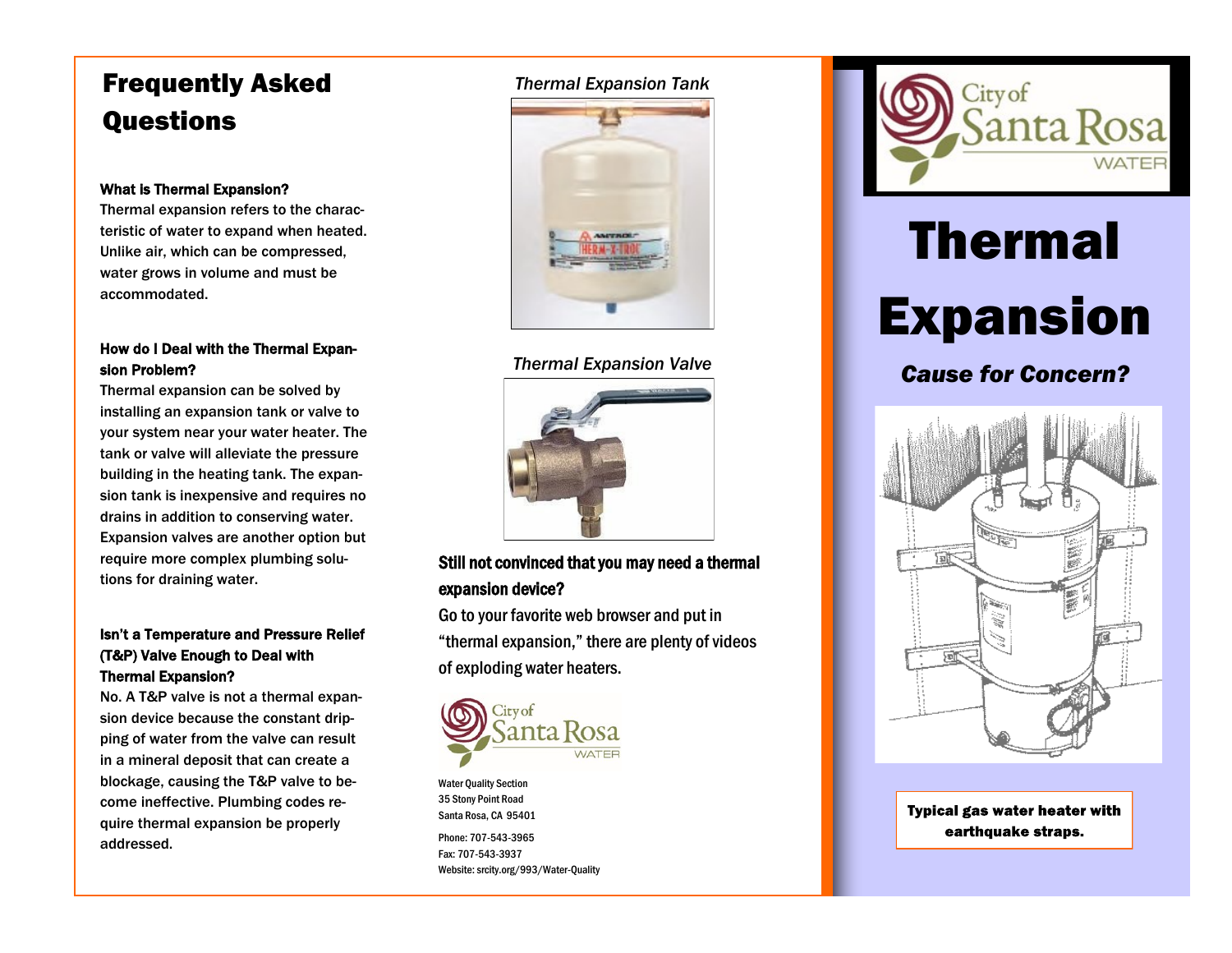# Frequently Asked Questions

**What is Thermal Expansion?**
Thermal expansion refers to the characteristic of water to expand when heated. Unlike air, which can be compressed, water grows in volume and must be accommodated.

**How do I Deal with the Thermal Expansion Problem?**
Thermal expansion can be solved by installing an expansion tank or valve to your system near your water heater. The tank or valve will alleviate the pressure building in the heating tank. The expansion tank is inexpensive and requires no drains in addition to conserving water. Expansion valves are another option but require more complex plumbing solutions for draining water.

**Isn't a Temperature and Pressure Relief (T&P) Valve Enough to Deal with Thermal Expansion?**
No. A T&P valve is not a thermal expansion device because the constant dripping of water from the valve can result in a mineral deposit that can create a blockage, causing the T&P valve to become ineffective. Plumbing codes require thermal expansion be properly addressed.

*Thermal Expansion Tank*

*Thermal Expansion Valve*

**Still not convinced that you may need a thermal expansion device?**
Go to your favorite web browser and put in "thermal expansion," there are plenty of videos of exploding water heaters.

City of Santa Rosa WATER

Water Quality Section
35 Stony Point Road
Santa Rosa, CA 95401

Phone: 707-543-3965
Fax: 707-543-3937
Website: srcity.org/993/Water-Quality

City of Santa Rosa WATER

# Thermal Expansion

## *Cause for Concern?*

**Typical gas water heater with earthquake straps.**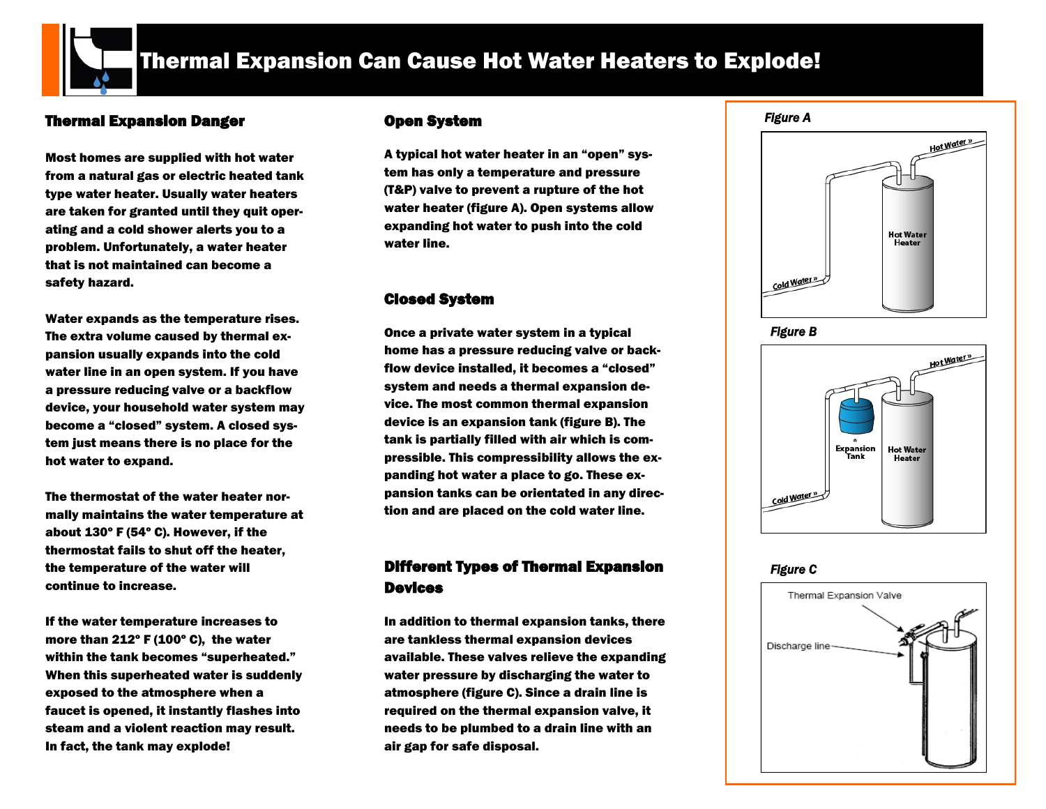# Thermal Expansion Can Cause Hot Water Heaters to Explode!

## Thermal Expansion Danger

Most homes are supplied with hot water from a natural gas or electric heated tank type water heater. Usually water heaters are taken for granted until they quit operating and a cold shower alerts you to a problem. Unfortunately, a water heater that is not maintained can become a safety hazard.

Water expands as the temperature rises. The extra volume caused by thermal expansion usually expands into the cold water line in an open system. If you have a pressure reducing valve or a backflow device, your household water system may become a "closed" system. A closed system just means there is no place for the hot water to expand.

The thermostat of the water heater normally maintains the water temperature at about 130° F (54° C). However, if the thermostat fails to shut off the heater, the temperature of the water will continue to increase.

If the water temperature increases to more than 212° F (100° C), the water within the tank becomes "superheated." When this superheated water is suddenly exposed to the atmosphere when a faucet is opened, it instantly flashes into steam and a violent reaction may result. In fact, the tank may explode!

## Open System

A typical hot water heater in an "open" system has only a temperature and pressure (T&P) valve to prevent a rupture of the hot water heater (figure A). Open systems allow expanding hot water to push into the cold water line.

## Closed System

Once a private water system in a typical home has a pressure reducing valve or backflow device installed, it becomes a "closed" system and needs a thermal expansion device. The most common thermal expansion device is an expansion tank (figure B). The tank is partially filled with air which is compressible. This compressibility allows the expanding hot water a place to go. These expansion tanks can be orientated in any direction and are placed on the cold water line.

## Different Types of Thermal Expansion Devices

In addition to thermal expansion tanks, there are tankless thermal expansion devices available. These valves relieve the expanding water pressure by discharging the water to atmosphere (figure C). Since a drain line is required on the thermal expansion valve, it needs to be plumbed to a drain line with an air gap for safe disposal.

*Figure A*

Hot Water »
Hot Water Heater
Cold Water »

*Figure B*

Hot Water »
Expansion Tank
Hot Water Heater
Cold Water »

*Figure C*

Thermal Expansion Valve
Discharge line